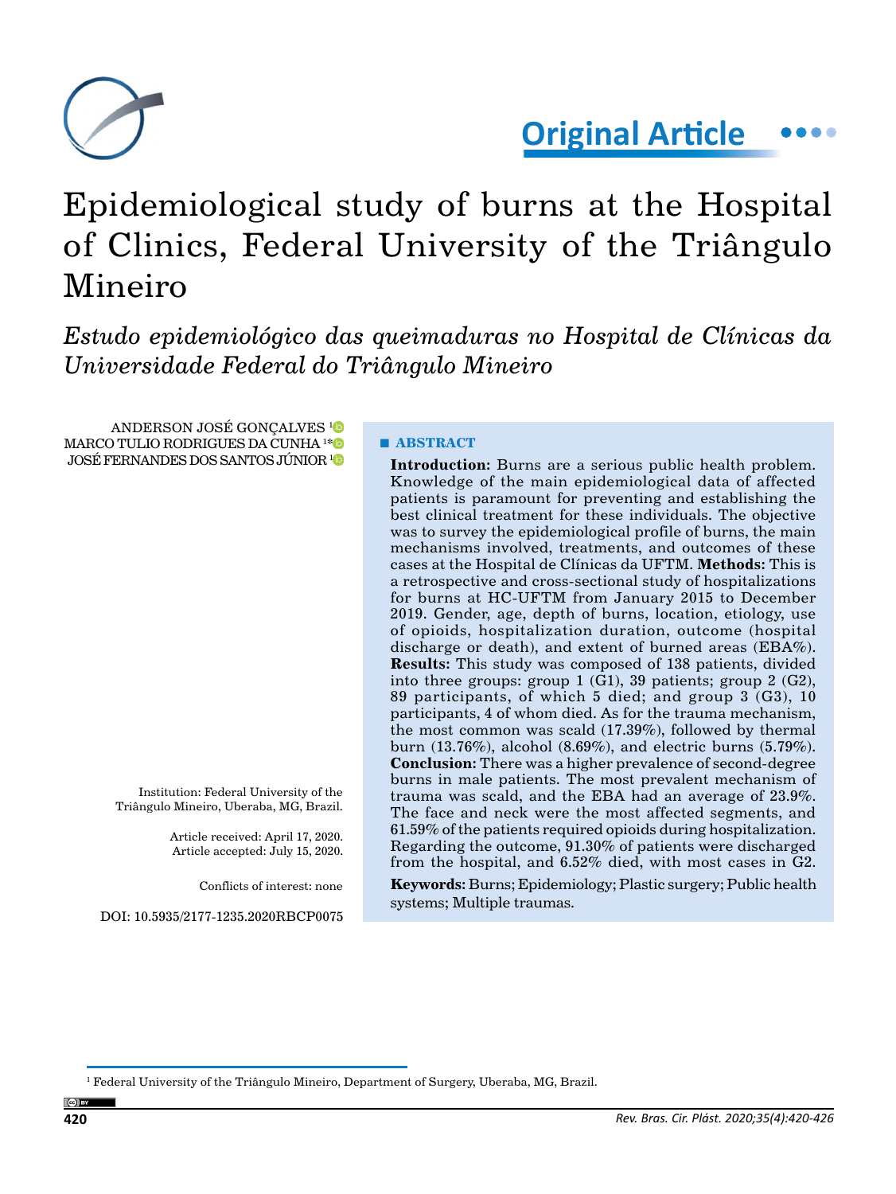**Original Article**

# Epidemiological study of burns at the Hospital of Clinics, Federal University of the Triângulo Mineiro

*Estudo epidemiológico das queimaduras no Hospital de Clínicas da Universidade Federal do Triângulo Mineiro*

ANDERSON JOSÉ GONÇALVES [1]
MARCO TULIO RODRIGUES DA CUNHA [1*]
JOSÉ FERNANDES DOS SANTOS JÚNIOR [1]

## ABSTRACT

**Introduction:** Burns are a serious public health problem. Knowledge of the main epidemiological data of affected patients is paramount for preventing and establishing the best clinical treatment for these individuals. The objective was to survey the epidemiological profile of burns, the main mechanisms involved, treatments, and outcomes of these cases at the Hospital de Clínicas da UFTM. **Methods:** This is a retrospective and cross-sectional study of hospitalizations for burns at HC-UFTM from January 2015 to December 2019. Gender, age, depth of burns, location, etiology, use of opioids, hospitalization duration, outcome (hospital discharge or death), and extent of burned areas (EBA%). **Results:** This study was composed of 138 patients, divided into three groups: group 1 (G1), 39 patients; group 2 (G2), 89 participants, of which 5 died; and group 3 (G3), 10 participants, 4 of whom died. As for the trauma mechanism, the most common was scald (17.39%), followed by thermal burn (13.76%), alcohol (8.69%), and electric burns (5.79%). **Conclusion:** There was a higher prevalence of second-degree burns in male patients. The most prevalent mechanism of trauma was scald, and the EBA had an average of 23.9%. The face and neck were the most affected segments, and 61.59% of the patients required opioids during hospitalization. Regarding the outcome, 91.30% of patients were discharged from the hospital, and 6.52% died, with most cases in G2.

**Keywords:** Burns; Epidemiology; Plastic surgery; Public health systems; Multiple traumas.

Institution: Federal University of the Triângulo Mineiro, Uberaba, MG, Brazil.

Article received: April 17, 2020.
Article accepted: July 15, 2020.

Conflicts of interest: none

DOI: 10.5935/2177-1235.2020RBCP0075

[1] Federal University of the Triângulo Mineiro, Department of Surgery, Uberaba, MG, Brazil.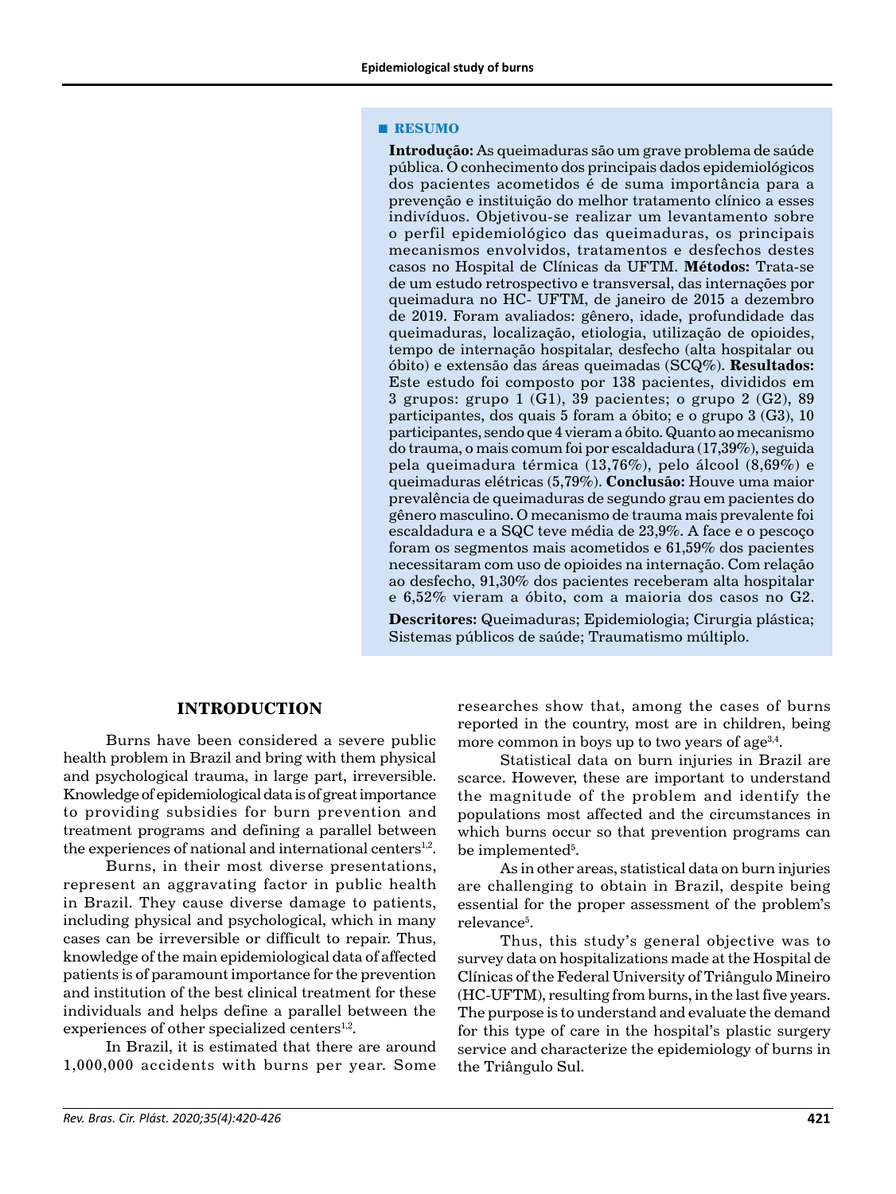## ■ RESUMO

**Introdução:** As queimaduras são um grave problema de saúde pública. O conhecimento dos principais dados epidemiológicos dos pacientes acometidos é de suma importância para a prevenção e instituição do melhor tratamento clínico a esses indivíduos. Objetivou-se realizar um levantamento sobre o perfil epidemiológico das queimaduras, os principais mecanismos envolvidos, tratamentos e desfechos destes casos no Hospital de Clínicas da UFTM. **Métodos:** Trata-se de um estudo retrospectivo e transversal, das internações por queimadura no HC- UFTM, de janeiro de 2015 a dezembro de 2019. Foram avaliados: gênero, idade, profundidade das queimaduras, localização, etiologia, utilização de opioides, tempo de internação hospitalar, desfecho (alta hospitalar ou óbito) e extensão das áreas queimadas (SCQ%). **Resultados:** Este estudo foi composto por 138 pacientes, divididos em 3 grupos: grupo 1 (G1), 39 pacientes; o grupo 2 (G2), 89 participantes, dos quais 5 foram a óbito; e o grupo 3 (G3), 10 participantes, sendo que 4 vieram a óbito. Quanto ao mecanismo do trauma, o mais comum foi por escaldadura (17,39%), seguida pela queimadura térmica (13,76%), pelo álcool (8,69%) e queimaduras elétricas (5,79%). **Conclusão:** Houve uma maior prevalência de queimaduras de segundo grau em pacientes do gênero masculino. O mecanismo de trauma mais prevalente foi escaldadura e a SQC teve média de 23,9%. A face e o pescoço foram os segmentos mais acometidos e 61,59% dos pacientes necessitaram com uso de opioides na internação. Com relação ao desfecho, 91,30% dos pacientes receberam alta hospitalar e 6,52% vieram a óbito, com a maioria dos casos no G2.

**Descritores:** Queimaduras; Epidemiologia; Cirurgia plástica; Sistemas públicos de saúde; Traumatismo múltiplo.

## INTRODUCTION

Burns have been considered a severe public health problem in Brazil and bring with them physical and psychological trauma, in large part, irreversible. Knowledge of epidemiological data is of great importance to providing subsidies for burn prevention and treatment programs and defining a parallel between the experiences of national and international centers[1,2].

Burns, in their most diverse presentations, represent an aggravating factor in public health in Brazil. They cause diverse damage to patients, including physical and psychological, which in many cases can be irreversible or difficult to repair. Thus, knowledge of the main epidemiological data of affected patients is of paramount importance for the prevention and institution of the best clinical treatment for these individuals and helps define a parallel between the experiences of other specialized centers[1,2].

In Brazil, it is estimated that there are around 1,000,000 accidents with burns per year. Some researches show that, among the cases of burns reported in the country, most are in children, being more common in boys up to two years of age[3,4].

Statistical data on burn injuries in Brazil are scarce. However, these are important to understand the magnitude of the problem and identify the populations most affected and the circumstances in which burns occur so that prevention programs can be implemented[5].

As in other areas, statistical data on burn injuries are challenging to obtain in Brazil, despite being essential for the proper assessment of the problem's relevance[5].

Thus, this study's general objective was to survey data on hospitalizations made at the Hospital de Clínicas of the Federal University of Triângulo Mineiro (HC-UFTM), resulting from burns, in the last five years. The purpose is to understand and evaluate the demand for this type of care in the hospital's plastic surgery service and characterize the epidemiology of burns in the Triângulo Sul.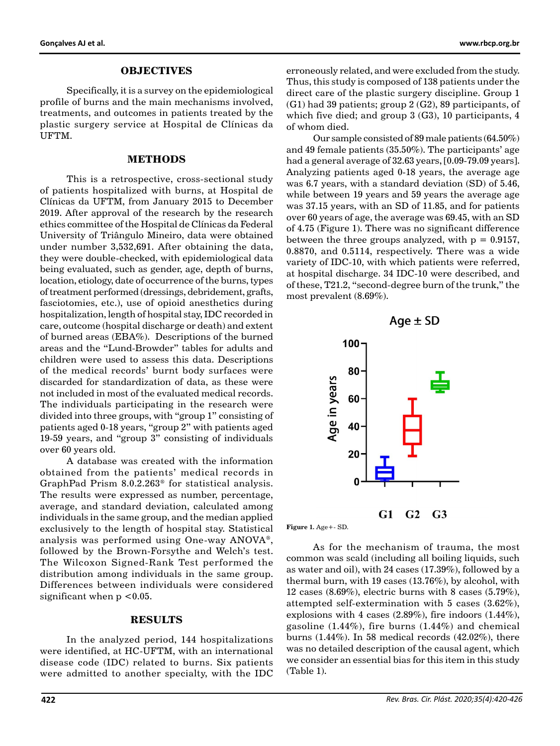## OBJECTIVES

Specifically, it is a survey on the epidemiological profile of burns and the main mechanisms involved, treatments, and outcomes in patients treated by the plastic surgery service at Hospital de Clínicas da UFTM.

## METHODS

This is a retrospective, cross-sectional study of patients hospitalized with burns, at Hospital de Clínicas da UFTM, from January 2015 to December 2019. After approval of the research by the research ethics committee of the Hospital de Clínicas da Federal University of Triângulo Mineiro, data were obtained under number 3,532,691. After obtaining the data, they were double-checked, with epidemiological data being evaluated, such as gender, age, depth of burns, location, etiology, date of occurrence of the burns, types of treatment performed (dressings, debridement, grafts, fasciotomies, etc.), use of opioid anesthetics during hospitalization, length of hospital stay, IDC recorded in care, outcome (hospital discharge or death) and extent of burned areas (EBA%). Descriptions of the burned areas and the "Lund-Browder" tables for adults and children were used to assess this data. Descriptions of the medical records' burnt body surfaces were discarded for standardization of data, as these were not included in most of the evaluated medical records. The individuals participating in the research were divided into three groups, with "group 1" consisting of patients aged 0-18 years, "group 2" with patients aged 19-59 years, and "group 3" consisting of individuals over 60 years old.

A database was created with the information obtained from the patients' medical records in GraphPad Prism 8.0.2.263® for statistical analysis. The results were expressed as number, percentage, average, and standard deviation, calculated among individuals in the same group, and the median applied exclusively to the length of hospital stay. Statistical analysis was performed using One-way ANOVA®, followed by the Brown-Forsythe and Welch's test. The Wilcoxon Signed-Rank Test performed the distribution among individuals in the same group. Differences between individuals were considered significant when $p < 0.05$.

## RESULTS

In the analyzed period, 144 hospitalizations were identified, at HC-UFTM, with an international disease code (IDC) related to burns. Six patients were admitted to another specialty, with the IDC erroneously related, and were excluded from the study. Thus, this study is composed of 138 patients under the direct care of the plastic surgery discipline. Group 1 (G1) had 39 patients; group 2 (G2), 89 participants, of which five died; and group 3 (G3), 10 participants, 4 of whom died.

Our sample consisted of 89 male patients (64.50%) and 49 female patients (35.50%). The participants' age had a general average of 32.63 years, [0.09-79.09 years]. Analyzing patients aged 0-18 years, the average age was 6.7 years, with a standard deviation (SD) of 5.46, while between 19 years and 59 years the average age was 37.15 years, with an SD of 11.85, and for patients over 60 years of age, the average was 69.45, with an SD of 4.75 (Figure 1). There was no significant difference between the three groups analyzed, with $p = 0.9157$, 0.8870, and 0.5114, respectively. There was a wide variety of IDC-10, with which patients were referred, at hospital discharge. 34 IDC-10 were described, and of these, T21.2, "second-degree burn of the trunk," the most prevalent (8.69%).

**Figure 1.** Age+- SD.

As for the mechanism of trauma, the most common was scald (including all boiling liquids, such as water and oil), with 24 cases (17.39%), followed by a thermal burn, with 19 cases (13.76%), by alcohol, with 12 cases (8.69%), electric burns with 8 cases (5.79%), attempted self-extermination with 5 cases (3.62%), explosions with 4 cases (2.89%), fire indoors (1.44%), gasoline (1.44%), fire burns (1.44%) and chemical burns (1.44%). In 58 medical records (42.02%), there was no detailed description of the causal agent, which we consider an essential bias for this item in this study (Table 1).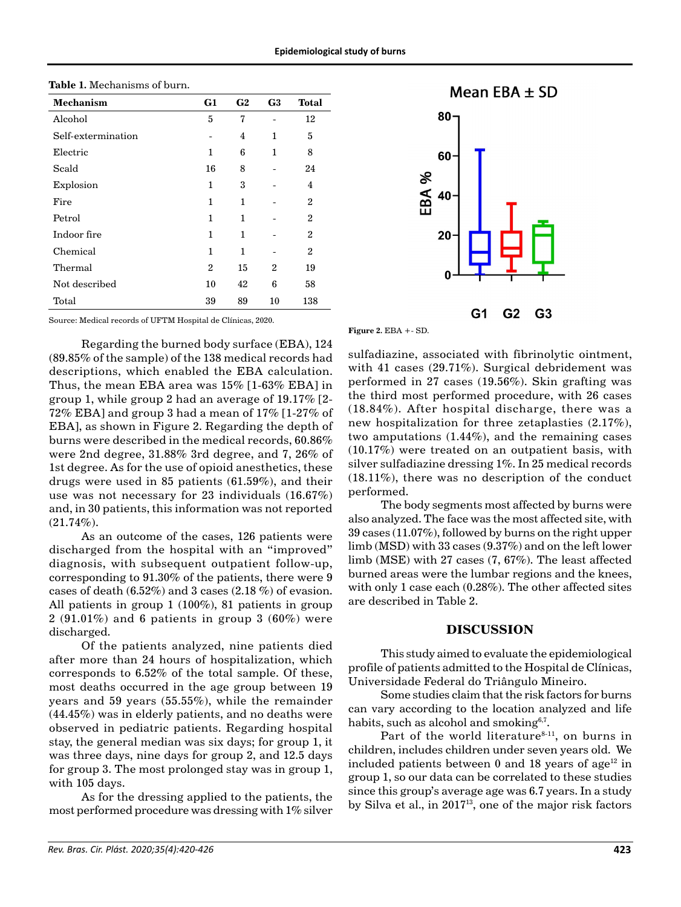**Table 1.** Mechanisms of burn.

| Mechanism | G1 | G2 | G3 | Total |
|---|---|---|---|---|
| Alcohol | 5 | 7 | - | 12 |
| Self-extermination | - | 4 | 1 | 5 |
| Electric | 1 | 6 | 1 | 8 |
| Scald | 16 | 8 | - | 24 |
| Explosion | 1 | 3 | - | 4 |
| Fire | 1 | 1 | - | 2 |
| Petrol | 1 | 1 | - | 2 |
| Indoor fire | 1 | 1 | - | 2 |
| Chemical | 1 | 1 | - | 2 |
| Thermal | 2 | 15 | 2 | 19 |
| Not described | 10 | 42 | 6 | 58 |
| Total | 39 | 89 | 10 | 138 |

Source: Medical records of UFTM Hospital de Clínicas, 2020.

Regarding the burned body surface (EBA), 124 (89.85% of the sample) of the 138 medical records had descriptions, which enabled the EBA calculation. Thus, the mean EBA area was 15% [1-63% EBA] in group 1, while group 2 had an average of 19.17% [2-72% EBA] and group 3 had a mean of 17% [1-27% of EBA], as shown in Figure 2. Regarding the depth of burns were described in the medical records, 60.86% were 2nd degree, 31.88% 3rd degree, and 7, 26% of 1st degree. As for the use of opioid anesthetics, these drugs were used in 85 patients (61.59%), and their use was not necessary for 23 individuals (16.67%) and, in 30 patients, this information was not reported (21.74%).

As an outcome of the cases, 126 patients were discharged from the hospital with an "improved" diagnosis, with subsequent outpatient follow-up, corresponding to 91.30% of the patients, there were 9 cases of death (6.52%) and 3 cases (2.18 %) of evasion. All patients in group 1 (100%), 81 patients in group 2 (91.01%) and 6 patients in group 3 (60%) were discharged.

Of the patients analyzed, nine patients died after more than 24 hours of hospitalization, which corresponds to 6.52% of the total sample. Of these, most deaths occurred in the age group between 19 years and 59 years (55.55%), while the remainder (44.45%) was in elderly patients, and no deaths were observed in pediatric patients. Regarding hospital stay, the general median was six days; for group 1, it was three days, nine days for group 2, and 12.5 days for group 3. The most prolonged stay was in group 1, with 105 days.

As for the dressing applied to the patients, the most performed procedure was dressing with 1% silver sulfadiazine, associated with fibrinolytic ointment, with 41 cases (29.71%). Surgical debridement was performed in 27 cases (19.56%). Skin grafting was the third most performed procedure, with 26 cases (18.84%). After hospital discharge, there was a new hospitalization for three zetaplasties (2.17%), two amputations (1.44%), and the remaining cases (10.17%) were treated on an outpatient basis, with silver sulfadiazine dressing 1%. In 25 medical records (18.11%), there was no description of the conduct performed.

The body segments most affected by burns were also analyzed. The face was the most affected site, with 39 cases (11.07%), followed by burns on the right upper limb (MSD) with 33 cases (9.37%) and on the left lower limb (MSE) with 27 cases (7, 67%). The least affected burned areas were the lumbar regions and the knees, with only 1 case each (0.28%). The other affected sites are described in Table 2.

**Figure 2.** EBA +- SD.

## DISCUSSION

This study aimed to evaluate the epidemiological profile of patients admitted to the Hospital de Clínicas, Universidade Federal do Triângulo Mineiro.

Some studies claim that the risk factors for burns can vary according to the location analyzed and life habits, such as alcohol and smoking[6,7].

Part of the world literature[8-11], on burns in children, includes children under seven years old. We included patients between 0 and 18 years of age[12] in group 1, so our data can be correlated to these studies since this group's average age was 6.7 years. In a study by Silva et al., in 2017[13], one of the major risk factors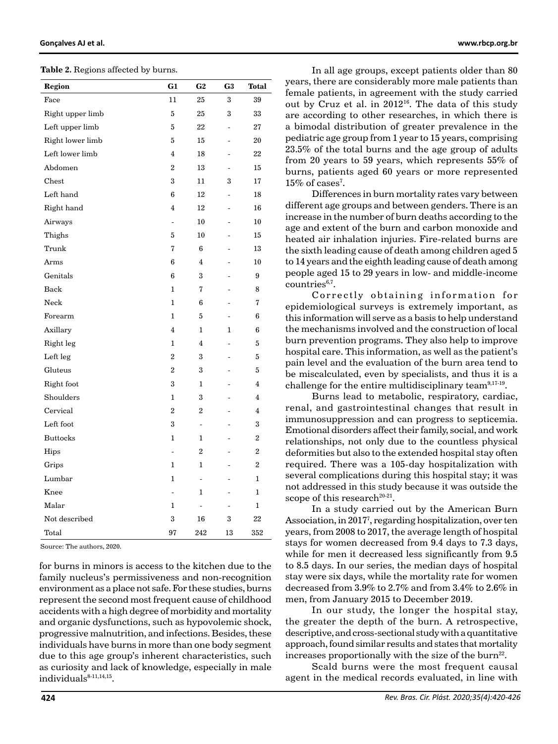**Table 2.** Regions affected by burns.

| Region | G1 | G2 | G3 | Total |
|---|---|---|---|---|
| Face | 11 | 25 | 3 | 39 |
| Right upper limb | 5 | 25 | 3 | 33 |
| Left upper limb | 5 | 22 | - | 27 |
| Right lower limb | 5 | 15 | - | 20 |
| Left lower limb | 4 | 18 | - | 22 |
| Abdomen | 2 | 13 | - | 15 |
| Chest | 3 | 11 | 3 | 17 |
| Left hand | 6 | 12 | - | 18 |
| Right hand | 4 | 12 | - | 16 |
| Airways | - | 10 | - | 10 |
| Thighs | 5 | 10 | - | 15 |
| Trunk | 7 | 6 | - | 13 |
| Arms | 6 | 4 | - | 10 |
| Genitals | 6 | 3 | - | 9 |
| Back | 1 | 7 | - | 8 |
| Neck | 1 | 6 | - | 7 |
| Forearm | 1 | 5 | - | 6 |
| Axillary | 4 | 1 | 1 | 6 |
| Right leg | 1 | 4 | - | 5 |
| Left leg | 2 | 3 | - | 5 |
| Gluteus | 2 | 3 | - | 5 |
| Right foot | 3 | 1 | - | 4 |
| Shoulders | 1 | 3 | - | 4 |
| Cervical | 2 | 2 | - | 4 |
| Left foot | 3 | - | - | 3 |
| Buttocks | 1 | 1 | - | 2 |
| Hips | - | 2 | - | 2 |
| Grips | 1 | 1 | - | 2 |
| Lumbar | 1 | - | - | 1 |
| Knee | - | 1 | - | 1 |
| Malar | 1 | - | - | 1 |
| Not described | 3 | 16 | 3 | 22 |
| Total | 97 | 242 | 13 | 352 |

Source: The authors, 2020.

for burns in minors is access to the kitchen due to the family nucleus's permissiveness and non-recognition environment as a place not safe. For these studies, burns represent the second most frequent cause of childhood accidents with a high degree of morbidity and mortality and organic dysfunctions, such as hypovolemic shock, progressive malnutrition, and infections. Besides, these individuals have burns in more than one body segment due to this age group's inherent characteristics, such as curiosity and lack of knowledge, especially in male individuals[8-11,14,15].

In all age groups, except patients older than 80 years, there are considerably more male patients than female patients, in agreement with the study carried out by Cruz et al. in 2012[16]. The data of this study are according to other researches, in which there is a bimodal distribution of greater prevalence in the pediatric age group from 1 year to 15 years, comprising 23.5% of the total burns and the age group of adults from 20 years to 59 years, which represents 55% of burns, patients aged 60 years or more represented 15% of cases[7].

Differences in burn mortality rates vary between different age groups and between genders. There is an increase in the number of burn deaths according to the age and extent of the burn and carbon monoxide and heated air inhalation injuries. Fire-related burns are the sixth leading cause of death among children aged 5 to 14 years and the eighth leading cause of death among people aged 15 to 29 years in low- and middle-income countries[6,7].

Correctly obtaining information for epidemiological surveys is extremely important, as this information will serve as a basis to help understand the mechanisms involved and the construction of local burn prevention programs. They also help to improve hospital care. This information, as well as the patient's pain level and the evaluation of the burn area tend to be miscalculated, even by specialists, and thus it is a challenge for the entire multidisciplinary team[9,17-19].

Burns lead to metabolic, respiratory, cardiac, renal, and gastrointestinal changes that result in immunosuppression and can progress to septicemia. Emotional disorders affect their family, social, and work relationships, not only due to the countless physical deformities but also to the extended hospital stay often required. There was a 105-day hospitalization with several complications during this hospital stay; it was not addressed in this study because it was outside the scope of this research[20-21].

In a study carried out by the American Burn Association, in 2017[7], regarding hospitalization, over ten years, from 2008 to 2017, the average length of hospital stays for women decreased from 9.4 days to 7.3 days, while for men it decreased less significantly from 9.5 to 8.5 days. In our series, the median days of hospital stay were six days, while the mortality rate for women decreased from 3.9% to 2.7% and from 3.4% to 2.6% in men, from January 2015 to December 2019.

In our study, the longer the hospital stay, the greater the depth of the burn. A retrospective, descriptive, and cross-sectional study with a quantitative approach, found similar results and states that mortality increases proportionally with the size of the burn[22].

Scald burns were the most frequent causal agent in the medical records evaluated, in line with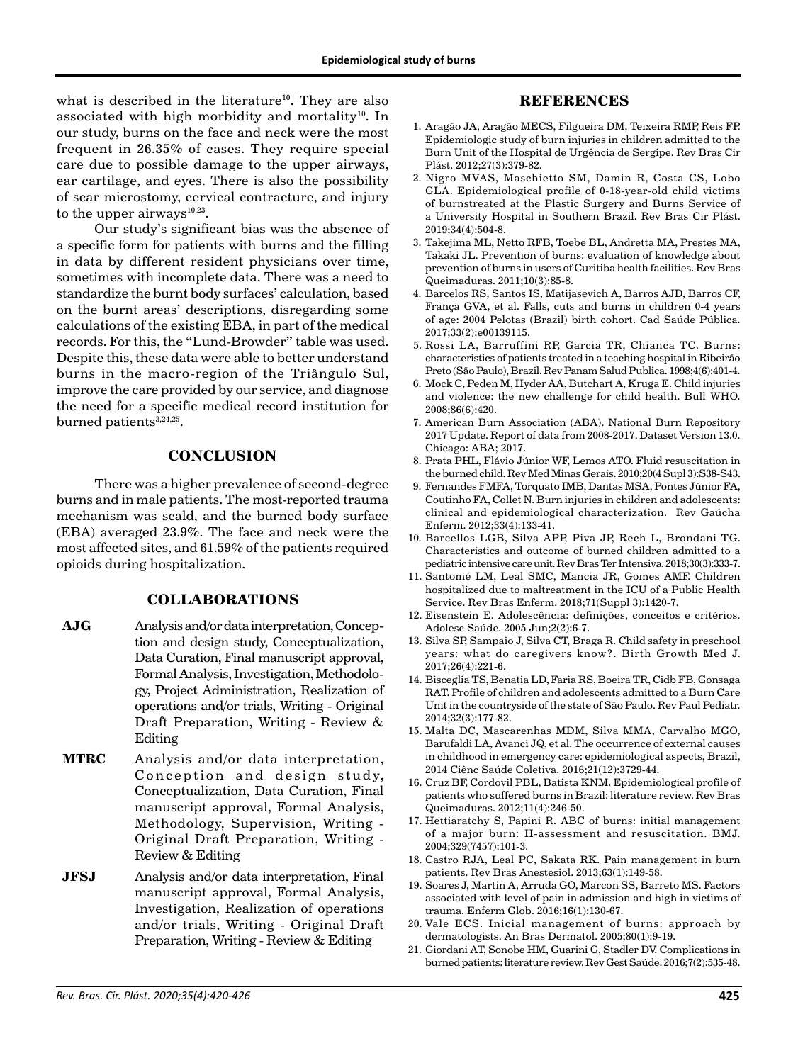what is described in the literature[10]. They are also associated with high morbidity and mortality[10]. In our study, burns on the face and neck were the most frequent in 26.35% of cases. They require special care due to possible damage to the upper airways, ear cartilage, and eyes. There is also the possibility of scar microstomy, cervical contracture, and injury to the upper airways[10,23].

Our study's significant bias was the absence of a specific form for patients with burns and the filling in data by different resident physicians over time, sometimes with incomplete data. There was a need to standardize the burnt body surfaces' calculation, based on the burnt areas' descriptions, disregarding some calculations of the existing EBA, in part of the medical records. For this, the "Lund-Browder" table was used. Despite this, these data were able to better understand burns in the macro-region of the Triângulo Sul, improve the care provided by our service, and diagnose the need for a specific medical record institution for burned patients[3,24,25].

## CONCLUSION

There was a higher prevalence of second-degree burns and in male patients. The most-reported trauma mechanism was scald, and the burned body surface (EBA) averaged 23.9%. The face and neck were the most affected sites, and 61.59% of the patients required opioids during hospitalization.

## COLLABORATIONS

**AJG** Analysis and/or data interpretation, Conception and design study, Conceptualization, Data Curation, Final manuscript approval, Formal Analysis, Investigation, Methodology, Project Administration, Realization of operations and/or trials, Writing - Original Draft Preparation, Writing - Review & Editing

**MTRC** Analysis and/or data interpretation, Conception and design study, Conceptualization, Data Curation, Final manuscript approval, Formal Analysis, Methodology, Supervision, Writing - Original Draft Preparation, Writing - Review & Editing

**JFSJ** Analysis and/or data interpretation, Final manuscript approval, Formal Analysis, Investigation, Realization of operations and/or trials, Writing - Original Draft Preparation, Writing - Review & Editing

## REFERENCES

1. Aragão JA, Aragão MECS, Filgueira DM, Teixeira RMP, Reis FP. Epidemiologic study of burn injuries in children admitted to the Burn Unit of the Hospital de Urgência de Sergipe. Rev Bras Cir Plást. 2012;27(3):379-82.
2. Nigro MVAS, Maschietto SM, Damin R, Costa CS, Lobo GLA. Epidemiological profile of 0-18-year-old child victims of burnstreated at the Plastic Surgery and Burns Service of a University Hospital in Southern Brazil. Rev Bras Cir Plást. 2019;34(4):504-8.
3. Takejima ML, Netto RFB, Toebe BL, Andretta MA, Prestes MA, Takaki JL. Prevention of burns: evaluation of knowledge about prevention of burns in users of Curitiba health facilities. Rev Bras Queimaduras. 2011;10(3):85-8.
4. Barcelos RS, Santos IS, Matijasevich A, Barros AJD, Barros CF, França GVA, et al. Falls, cuts and burns in children 0-4 years of age: 2004 Pelotas (Brazil) birth cohort. Cad Saúde Pública. 2017;33(2):e00139115.
5. Rossi LA, Barruffini RP, Garcia TR, Chianca TC. Burns: characteristics of patients treated in a teaching hospital in Ribeirão Preto (São Paulo), Brazil. Rev Panam Salud Publica. 1998;4(6):401-4.
6. Mock C, Peden M, Hyder AA, Butchart A, Kruga E. Child injuries and violence: the new challenge for child health. Bull WHO. 2008;86(6):420.
7. American Burn Association (ABA). National Burn Repository 2017 Update. Report of data from 2008-2017. Dataset Version 13.0. Chicago: ABA; 2017.
8. Prata PHL, Flávio Júnior WF, Lemos ATO. Fluid resuscitation in the burned child. Rev Med Minas Gerais. 2010;20(4 Supl 3):S38-S43.
9. Fernandes FMFA, Torquato IMB, Dantas MSA, Pontes Júnior FA, Coutinho FA, Collet N. Burn injuries in children and adolescents: clinical and epidemiological characterization. Rev Gaúcha Enferm. 2012;33(4):133-41.
10. Barcellos LGB, Silva APP, Piva JP, Rech L, Brondani TG. Characteristics and outcome of burned children admitted to a pediatric intensive care unit. Rev Bras Ter Intensiva. 2018;30(3):333-7.
11. Santomé LM, Leal SMC, Mancia JR, Gomes AMF. Children hospitalized due to maltreatment in the ICU of a Public Health Service. Rev Bras Enferm. 2018;71(Suppl 3):1420-7.
12. Eisenstein E. Adolescência: definições, conceitos e critérios. Adolesc Saúde. 2005 Jun;2(2):6-7.
13. Silva SP, Sampaio J, Silva CT, Braga R. Child safety in preschool years: what do caregivers know?. Birth Growth Med J. 2017;26(4):221-6.
14. Bisceglia TS, Benatia LD, Faria RS, Boeira TR, Cidb FB, Gonsaga RAT. Profile of children and adolescents admitted to a Burn Care Unit in the countryside of the state of São Paulo. Rev Paul Pediatr. 2014;32(3):177-82.
15. Malta DC, Mascarenhas MDM, Silva MMA, Carvalho MGO, Barufaldi LA, Avanci JQ, et al. The occurrence of external causes in childhood in emergency care: epidemiological aspects, Brazil, 2014 Ciênc Saúde Coletiva. 2016;21(12):3729-44.
16. Cruz BF, Cordovil PBL, Batista KNM. Epidemiological profile of patients who suffered burns in Brazil: literature review. Rev Bras Queimaduras. 2012;11(4):246-50.
17. Hettiaratchy S, Papini R. ABC of burns: initial management of a major burn: II-assessment and resuscitation. BMJ. 2004;329(7457):101-3.
18. Castro RJA, Leal PC, Sakata RK. Pain management in burn patients. Rev Bras Anestesiol. 2013;63(1):149-58.
19. Soares J, Martin A, Arruda GO, Marcon SS, Barreto MS. Factors associated with level of pain in admission and high in victims of trauma. Enferm Glob. 2016;16(1):130-67.
20. Vale ECS. Inicial management of burns: approach by dermatologists. An Bras Dermatol. 2005;80(1):9-19.
21. Giordani AT, Sonobe HM, Guarini G, Stadler DV. Complications in burned patients: literature review. Rev Gest Saúde. 2016;7(2):535-48.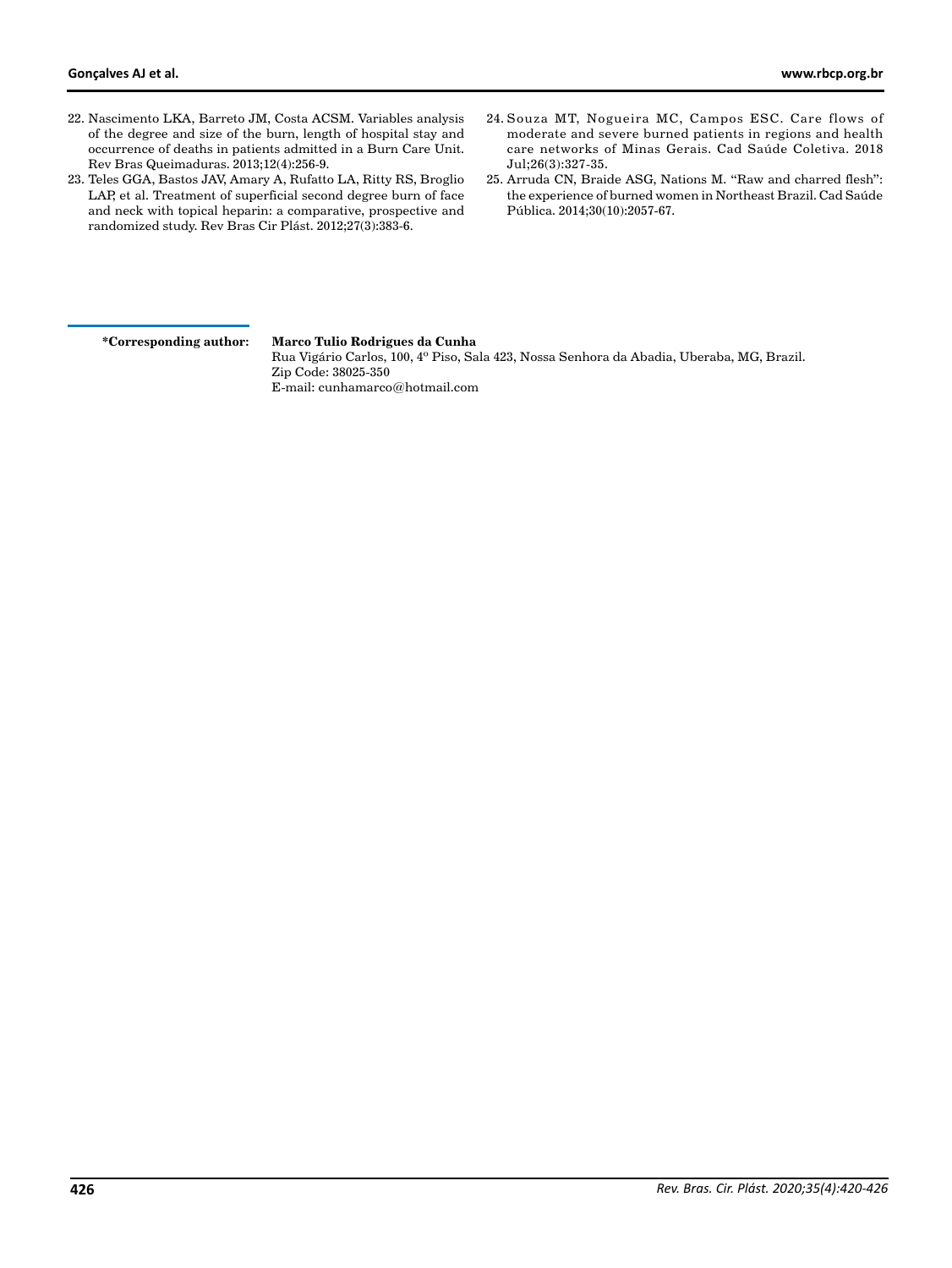22. Nascimento LKA, Barreto JM, Costa ACSM. Variables analysis of the degree and size of the burn, length of hospital stay and occurrence of deaths in patients admitted in a Burn Care Unit. Rev Bras Queimaduras. 2013;12(4):256-9.
23. Teles GGA, Bastos JAV, Amary A, Rufatto LA, Ritty RS, Broglio LAP, et al. Treatment of superficial second degree burn of face and neck with topical heparin: a comparative, prospective and randomized study. Rev Bras Cir Plást. 2012;27(3):383-6.
24. Souza MT, Nogueira MC, Campos ESC. Care flows of moderate and severe burned patients in regions and health care networks of Minas Gerais. Cad Saúde Coletiva. 2018 Jul;26(3):327-35.
25. Arruda CN, Braide ASG, Nations M. "Raw and charred flesh": the experience of burned women in Northeast Brazil. Cad Saúde Pública. 2014;30(10):2057-67.

**\*Corresponding author:** **Marco Tulio Rodrigues da Cunha**
Rua Vigário Carlos, 100, 4º Piso, Sala 423, Nossa Senhora da Abadia, Uberaba, MG, Brazil.
Zip Code: 38025-350
E-mail: cunhamarco@hotmail.com